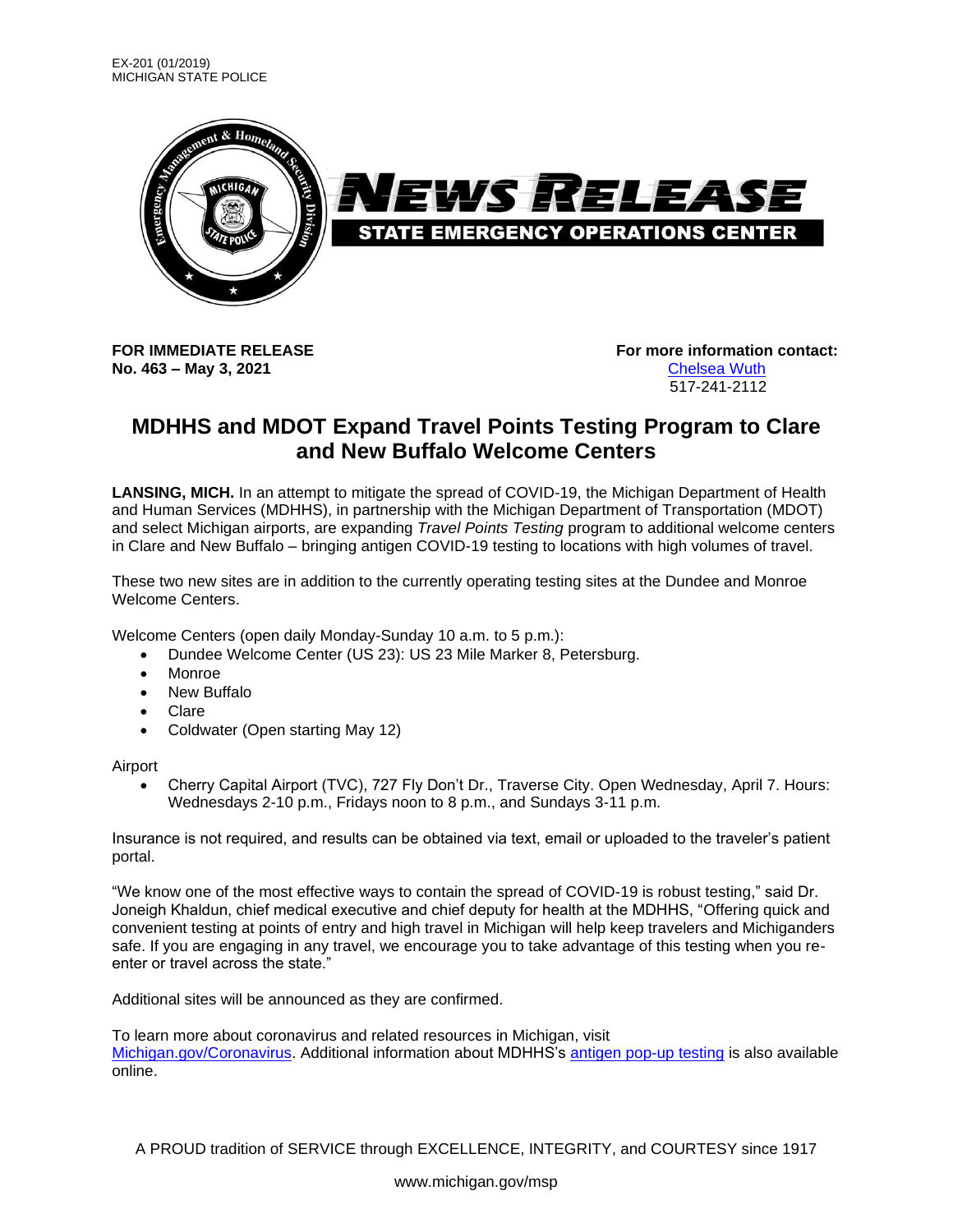EX-201 (01/2019)
MICHIGAN STATE POLICE

# NEWS RELEASE

**STATE EMERGENCY OPERATIONS CENTER**

**FOR IMMEDIATE RELEASE**
**No. 463 – May 3, 2021**

**For more information contact:**
Chelsea Wuth
517-241-2112

## MDHHS and MDOT Expand Travel Points Testing Program to Clare and New Buffalo Welcome Centers

**LANSING, MICH.** In an attempt to mitigate the spread of COVID-19, the Michigan Department of Health and Human Services (MDHHS), in partnership with the Michigan Department of Transportation (MDOT) and select Michigan airports, are expanding *Travel Points Testing* program to additional welcome centers in Clare and New Buffalo – bringing antigen COVID-19 testing to locations with high volumes of travel.

These two new sites are in addition to the currently operating testing sites at the Dundee and Monroe Welcome Centers.

Welcome Centers (open daily Monday-Sunday 10 a.m. to 5 p.m.):

- Dundee Welcome Center (US 23): US 23 Mile Marker 8, Petersburg.
- Monroe
- New Buffalo
- Clare
- Coldwater (Open starting May 12)

Airport

- Cherry Capital Airport (TVC), 727 Fly Don't Dr., Traverse City. Open Wednesday, April 7. Hours: Wednesdays 2-10 p.m., Fridays noon to 8 p.m., and Sundays 3-11 p.m.

Insurance is not required, and results can be obtained via text, email or uploaded to the traveler's patient portal.

"We know one of the most effective ways to contain the spread of COVID-19 is robust testing," said Dr. Joneigh Khaldun, chief medical executive and chief deputy for health at the MDHHS, "Offering quick and convenient testing at points of entry and high travel in Michigan will help keep travelers and Michiganders safe. If you are engaging in any travel, we encourage you to take advantage of this testing when you re-enter or travel across the state."

Additional sites will be announced as they are confirmed.

To learn more about coronavirus and related resources in Michigan, visit Michigan.gov/Coronavirus. Additional information about MDHHS's antigen pop-up testing is also available online.

A PROUD tradition of SERVICE through EXCELLENCE, INTEGRITY, and COURTESY since 1917

www.michigan.gov/msp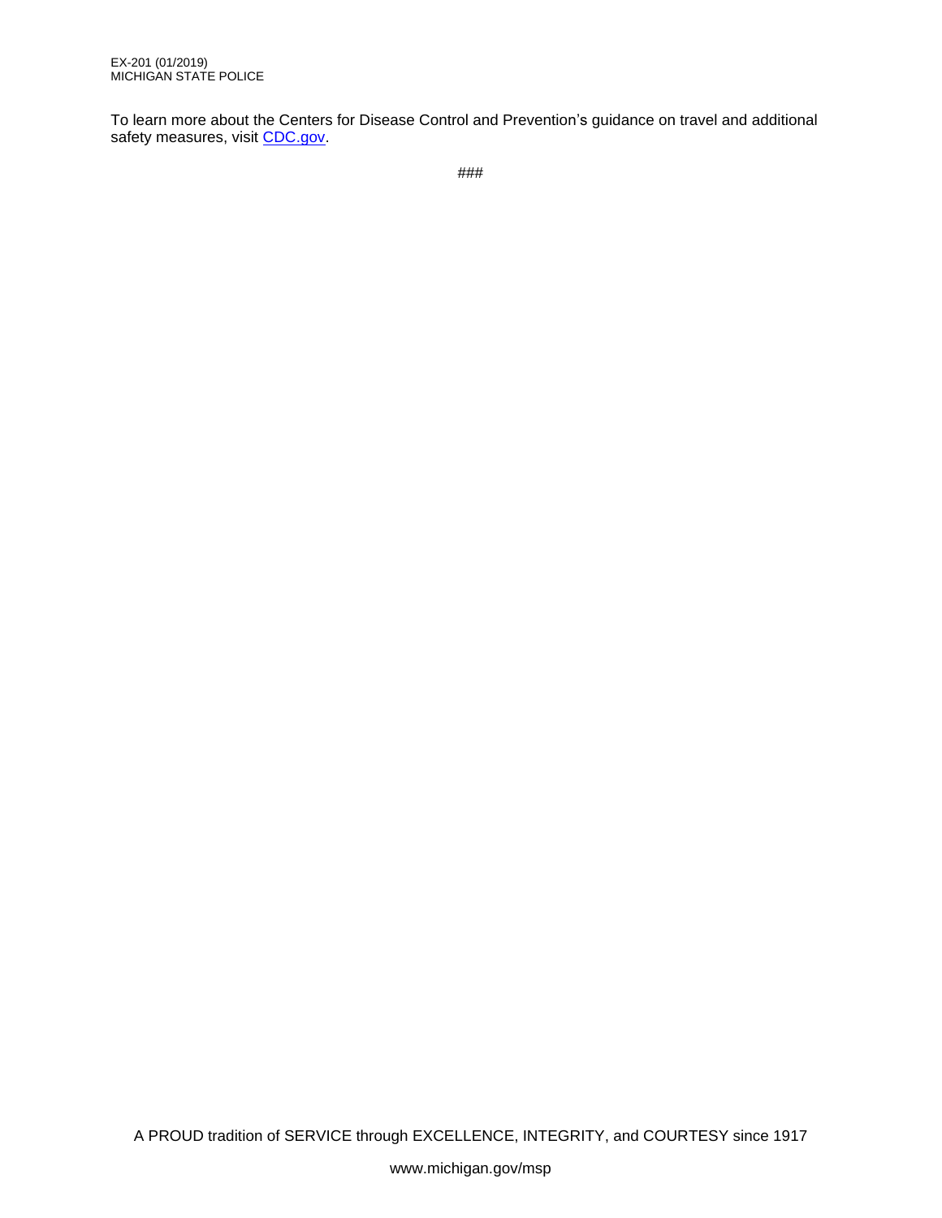To learn more about the Centers for Disease Control and Prevention's guidance on travel and additional safety measures, visit [CDC.gov](https://www.cdc.gov).

###